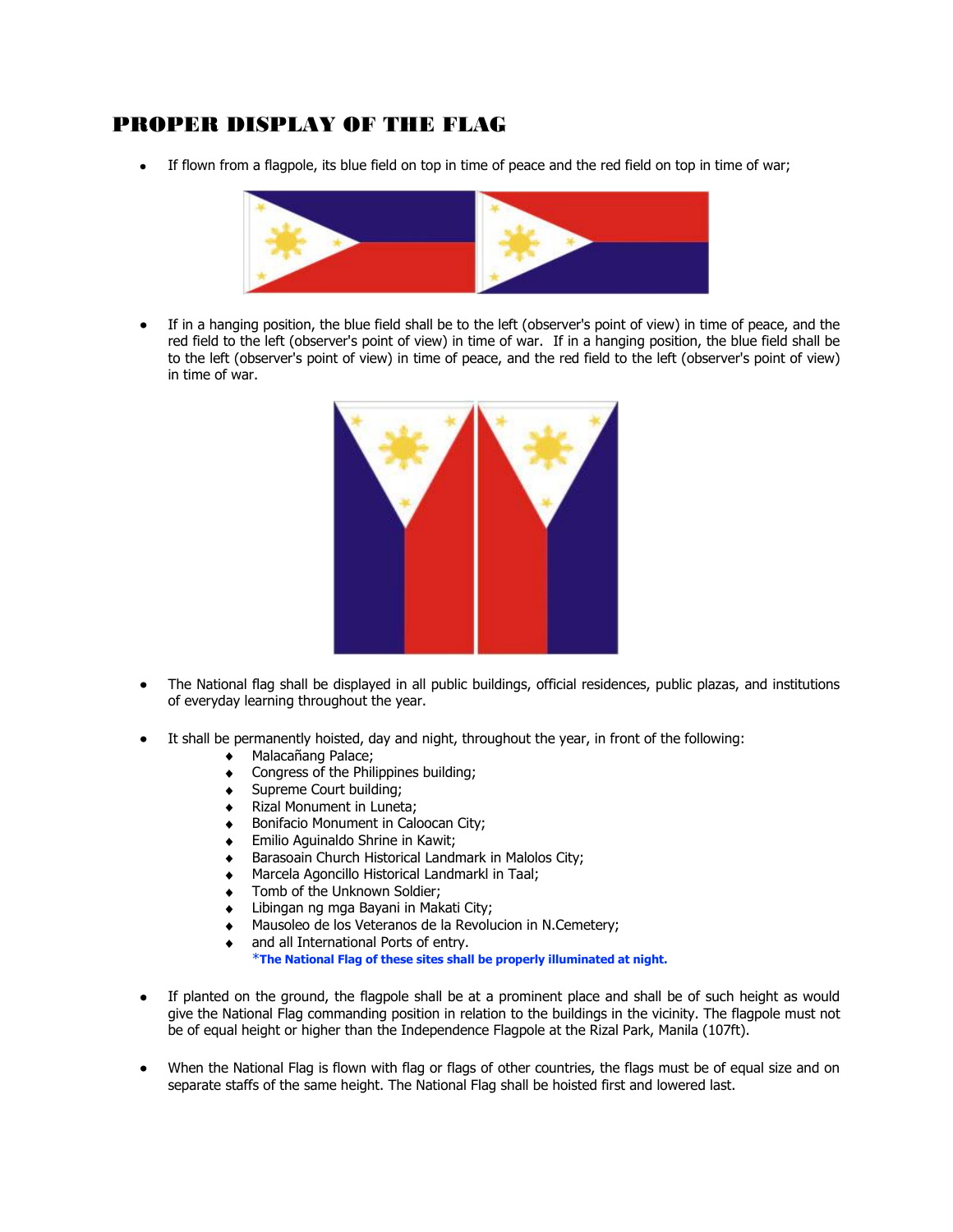# PROPER DISPLAY OF THE FLAG

- If flown from a flagpole, its blue field on top in time of peace and the red field on top in time of war;

- If in a hanging position, the blue field shall be to the left (observer's point of view) in time of peace, and the red field to the left (observer's point of view) in time of war. If in a hanging position, the blue field shall be to the left (observer's point of view) in time of peace, and the red field to the left (observer's point of view) in time of war.

- The National flag shall be displayed in all public buildings, official residences, public plazas, and institutions of everyday learning throughout the year.

- It shall be permanently hoisted, day and night, throughout the year, in front of the following:
  - Malacañang Palace;
  - Congress of the Philippines building;
  - Supreme Court building;
  - Rizal Monument in Luneta;
  - Bonifacio Monument in Caloocan City;
  - Emilio Aguinaldo Shrine in Kawit;
  - Barasoain Church Historical Landmark in Malolos City;
  - Marcela Agoncillo Historical Landmarkl in Taal;
  - Tomb of the Unknown Soldier;
  - Libingan ng mga Bayani in Makati City;
  - Mausoleo de los Veteranos de la Revolucion in N.Cemetery;
  - and all International Ports of entry.

  ***The National Flag of these sites shall be properly illuminated at night.**

- If planted on the ground, the flagpole shall be at a prominent place and shall be of such height as would give the National Flag commanding position in relation to the buildings in the vicinity. The flagpole must not be of equal height or higher than the Independence Flagpole at the Rizal Park, Manila (107ft).

- When the National Flag is flown with flag or flags of other countries, the flags must be of equal size and on separate staffs of the same height. The National Flag shall be hoisted first and lowered last.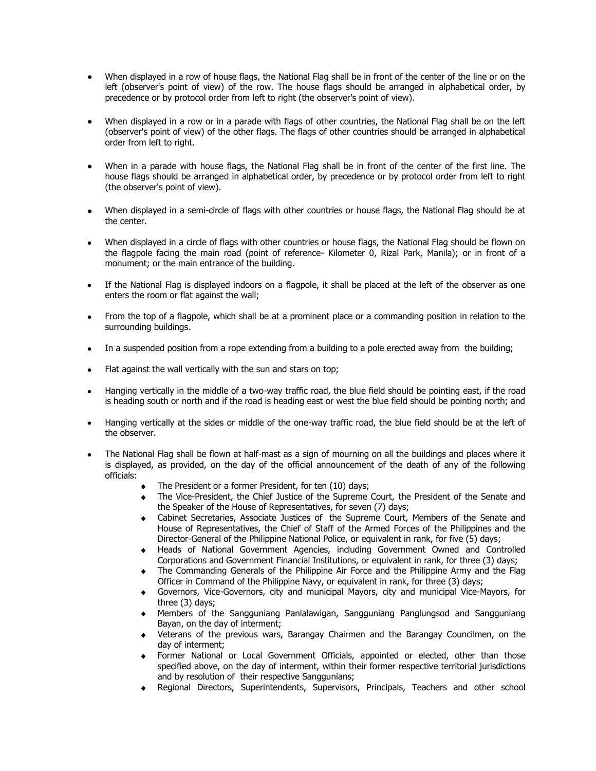- When displayed in a row of house flags, the National Flag shall be in front of the center of the line or on the left (observer's point of view) of the row. The house flags should be arranged in alphabetical order, by precedence or by protocol order from left to right (the observer's point of view).

- When displayed in a row or in a parade with flags of other countries, the National Flag shall be on the left (observer's point of view) of the other flags. The flags of other countries should be arranged in alphabetical order from left to right.

- When in a parade with house flags, the National Flag shall be in front of the center of the first line. The house flags should be arranged in alphabetical order, by precedence or by protocol order from left to right (the observer's point of view).

- When displayed in a semi-circle of flags with other countries or house flags, the National Flag should be at the center.

- When displayed in a circle of flags with other countries or house flags, the National Flag should be flown on the flagpole facing the main road (point of reference- Kilometer 0, Rizal Park, Manila); or in front of a monument; or the main entrance of the building.

- If the National Flag is displayed indoors on a flagpole, it shall be placed at the left of the observer as one enters the room or flat against the wall;

- From the top of a flagpole, which shall be at a prominent place or a commanding position in relation to the surrounding buildings.

- In a suspended position from a rope extending from a building to a pole erected away from the building;

- Flat against the wall vertically with the sun and stars on top;

- Hanging vertically in the middle of a two-way traffic road, the blue field should be pointing east, if the road is heading south or north and if the road is heading east or west the blue field should be pointing north; and

- Hanging vertically at the sides or middle of the one-way traffic road, the blue field should be at the left of the observer.

- The National Flag shall be flown at half-mast as a sign of mourning on all the buildings and places where it is displayed, as provided, on the day of the official announcement of the death of any of the following officials:
  - The President or a former President, for ten (10) days;
  - The Vice-President, the Chief Justice of the Supreme Court, the President of the Senate and the Speaker of the House of Representatives, for seven (7) days;
  - Cabinet Secretaries, Associate Justices of the Supreme Court, Members of the Senate and House of Representatives, the Chief of Staff of the Armed Forces of the Philippines and the Director-General of the Philippine National Police, or equivalent in rank, for five (5) days;
  - Heads of National Government Agencies, including Government Owned and Controlled Corporations and Government Financial Institutions, or equivalent in rank, for three (3) days;
  - The Commanding Generals of the Philippine Air Force and the Philippine Army and the Flag Officer in Command of the Philippine Navy, or equivalent in rank, for three (3) days;
  - Governors, Vice-Governors, city and municipal Mayors, city and municipal Vice-Mayors, for three (3) days;
  - Members of the Sangguniang Panlalawigan, Sangguniang Panglungsod and Sangguniang Bayan, on the day of interment;
  - Veterans of the previous wars, Barangay Chairmen and the Barangay Councilmen, on the day of interment;
  - Former National or Local Government Officials, appointed or elected, other than those specified above, on the day of interment, within their former respective territorial jurisdictions and by resolution of their respective Sanggunians;
  - Regional Directors, Superintendents, Supervisors, Principals, Teachers and other school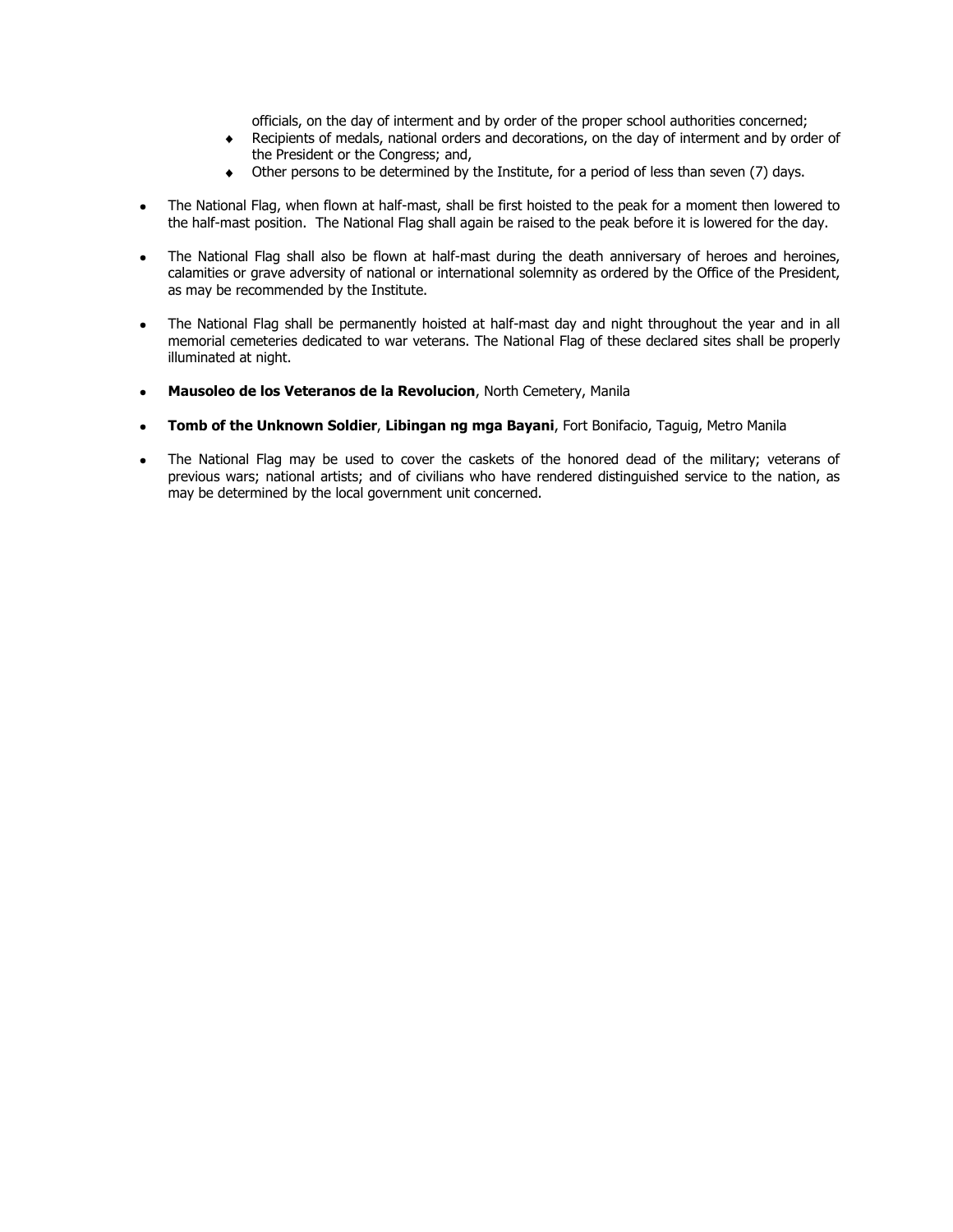officials, on the day of interment and by order of the proper school authorities concerned;
    - Recipients of medals, national orders and decorations, on the day of interment and by order of the President or the Congress; and,
    - Other persons to be determined by the Institute, for a period of less than seven (7) days.

- The National Flag, when flown at half-mast, shall be first hoisted to the peak for a moment then lowered to the half-mast position. The National Flag shall again be raised to the peak before it is lowered for the day.

- The National Flag shall also be flown at half-mast during the death anniversary of heroes and heroines, calamities or grave adversity of national or international solemnity as ordered by the Office of the President, as may be recommended by the Institute.

- The National Flag shall be permanently hoisted at half-mast day and night throughout the year and in all memorial cemeteries dedicated to war veterans. The National Flag of these declared sites shall be properly illuminated at night.

- **Mausoleo de los Veteranos de la Revolucion**, North Cemetery, Manila

- **Tomb of the Unknown Soldier**, **Libingan ng mga Bayani**, Fort Bonifacio, Taguig, Metro Manila

- The National Flag may be used to cover the caskets of the honored dead of the military; veterans of previous wars; national artists; and of civilians who have rendered distinguished service to the nation, as may be determined by the local government unit concerned.